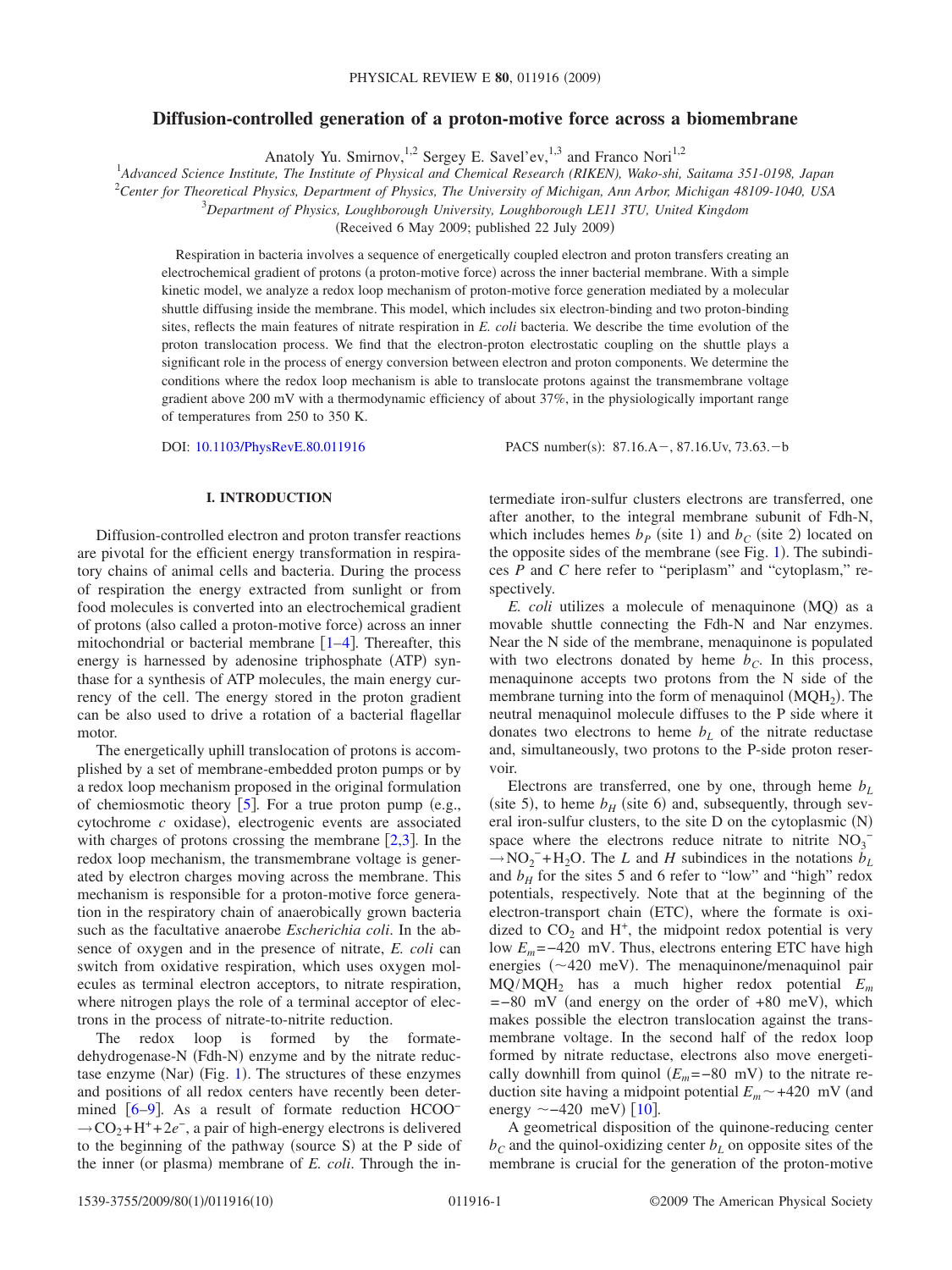# Diffusion-controlled generation of a proton-motive force across a biomembrane

Anatoly Yu. Smirnov,[1,2] Sergey E. Savel'ev,[1,3] and Franco Nori[1,2]

[1]*Advanced Science Institute, The Institute of Physical and Chemical Research (RIKEN), Wako-shi, Saitama 351-0198, Japan*
[2]*Center for Theoretical Physics, Department of Physics, The University of Michigan, Ann Arbor, Michigan 48109-1040, USA*
[3]*Department of Physics, Loughborough University, Loughborough LE11 3TU, United Kingdom*

(Received 6 May 2009; published 22 July 2009)

Respiration in bacteria involves a sequence of energetically coupled electron and proton transfers creating an electrochemical gradient of protons (a proton-motive force) across the inner bacterial membrane. With a simple kinetic model, we analyze a redox loop mechanism of proton-motive force generation mediated by a molecular shuttle diffusing inside the membrane. This model, which includes six electron-binding and two proton-binding sites, reflects the main features of nitrate respiration in *E. coli* bacteria. We describe the time evolution of the proton translocation process. We find that the electron-proton electrostatic coupling on the shuttle plays a significant role in the process of energy conversion between electron and proton components. We determine the conditions where the redox loop mechanism is able to translocate protons against the transmembrane voltage gradient above 200 mV with a thermodynamic efficiency of about 37%, in the physiologically important range of temperatures from 250 to 350 K.

DOI: 10.1103/PhysRevE.80.011916 PACS number(s): 87.16.A−, 87.16.Uv, 73.63.−b

## I. INTRODUCTION

Diffusion-controlled electron and proton transfer reactions are pivotal for the efficient energy transformation in respiratory chains of animal cells and bacteria. During the process of respiration the energy extracted from sunlight or from food molecules is converted into an electrochemical gradient of protons (also called a proton-motive force) across an inner mitochondrial or bacterial membrane [1–4]. Thereafter, this energy is harnessed by adenosine triphosphate (ATP) synthase for a synthesis of ATP molecules, the main energy currency of the cell. The energy stored in the proton gradient can be also used to drive a rotation of a bacterial flagellar motor.

The energetically uphill translocation of protons is accomplished by a set of membrane-embedded proton pumps or by a redox loop mechanism proposed in the original formulation of chemiosmotic theory [5]. For a true proton pump (e.g., cytochrome *c* oxidase), electrogenic events are associated with charges of protons crossing the membrane [2,3]. In the redox loop mechanism, the transmembrane voltage is generated by electron charges moving across the membrane. This mechanism is responsible for a proton-motive force generation in the respiratory chain of anaerobically grown bacteria such as the facultative anaerobe *Escherichia coli*. In the absence of oxygen and in the presence of nitrate, *E. coli* can switch from oxidative respiration, which uses oxygen molecules as terminal electron acceptors, to nitrate respiration, where nitrogen plays the role of a terminal acceptor of electrons in the process of nitrate-to-nitrite reduction.

The redox loop is formed by the formate-dehydrogenase-N (Fdh-N) enzyme and by the nitrate reductase enzyme (Nar) (Fig. 1). The structures of these enzymes and positions of all redox centers have recently been determined [6–9]. As a result of formate reduction $HCOO^- \rightarrow CO_2 + H^+ + 2e^-$, a pair of high-energy electrons is delivered to the beginning of the pathway (source S) at the P side of the inner (or plasma) membrane of *E. coli*. Through the intermediate iron-sulfur clusters electrons are transferred, one after another, to the integral membrane subunit of Fdh-N, which includes hemes $b_P$ (site 1) and $b_C$ (site 2) located on the opposite sides of the membrane (see Fig. 1). The subindices *P* and *C* here refer to "periplasm" and "cytoplasm," respectively.

*E. coli* utilizes a molecule of menaquinone (MQ) as a movable shuttle connecting the Fdh-N and Nar enzymes. Near the N side of the membrane, menaquinone is populated with two electrons donated by heme $b_C$. In this process, menaquinone accepts two protons from the N side of the membrane turning into the form of menaquinol ($MQH_2$). The neutral menaquinol molecule diffuses to the P side where it donates two electrons to heme $b_L$ of the nitrate reductase and, simultaneously, two protons to the P-side proton reservoir.

Electrons are transferred, one by one, through heme $b_L$ (site 5), to heme $b_H$ (site 6) and, subsequently, through several iron-sulfur clusters, to the site D on the cytoplasmic (N) space where the electrons reduce nitrate to nitrite $NO_3^- \rightarrow NO_2^- + H_2O$. The *L* and *H* subindices in the notations $b_L$ and $b_H$ for the sites 5 and 6 refer to "low" and "high" redox potentials, respectively. Note that at the beginning of the electron-transport chain (ETC), where the formate is oxidized to $CO_2$ and $H^+$, the midpoint redox potential is very low $E_m = -420$ mV. Thus, electrons entering ETC have high energies (~420 meV). The menaquinone/menaquinol pair $MQ/MQH_2$ has a much higher redox potential $E_m = -80$ mV (and energy on the order of +80 meV), which makes possible the electron translocation against the transmembrane voltage. In the second half of the redox loop formed by nitrate reductase, electrons also move energetically downhill from quinol ($E_m = -80$ mV) to the nitrate reduction site having a midpoint potential $E_m \sim +420$ mV (and energy ~−420 meV) [10].

A geometrical disposition of the quinone-reducing center $b_C$ and the quinol-oxidizing center $b_L$ on opposite sites of the membrane is crucial for the generation of the proton-motive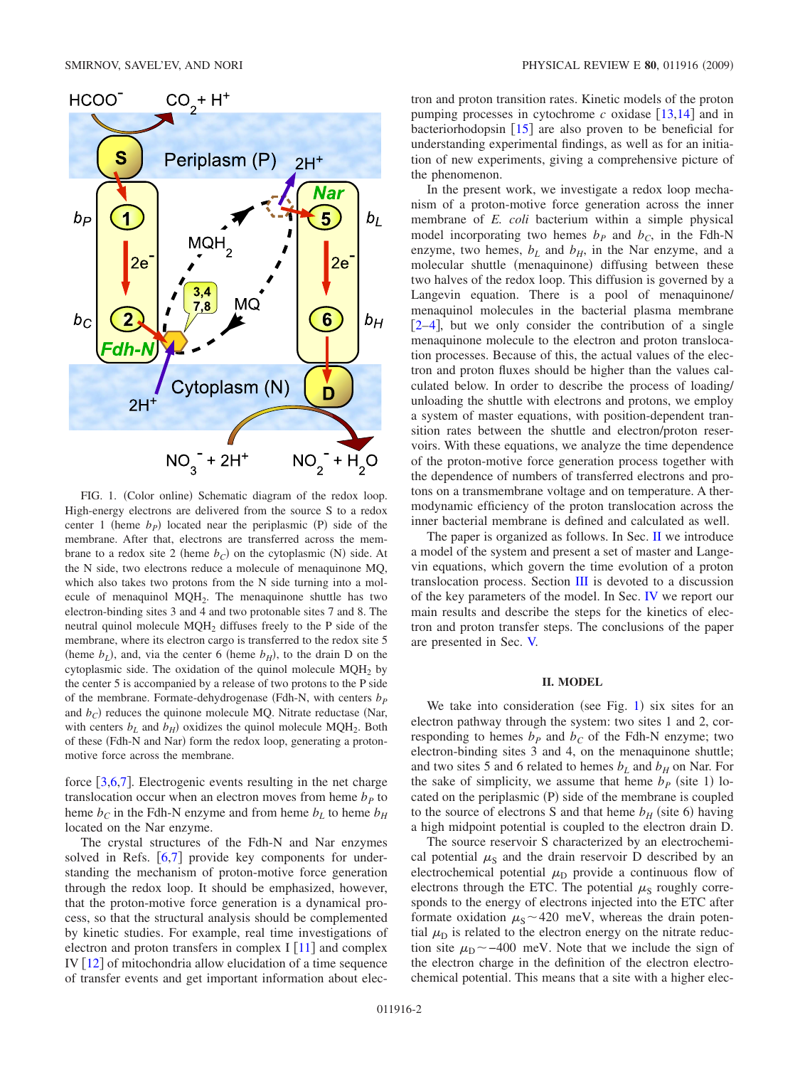FIG. 1. (Color online) Schematic diagram of the redox loop. High-energy electrons are delivered from the source S to a redox center 1 (heme $b_P$) located near the periplasmic (P) side of the membrane. After that, electrons are transferred across the membrane to a redox site 2 (heme $b_C$) on the cytoplasmic (N) side. At the N side, two electrons reduce a molecule of menaquinone MQ, which also takes two protons from the N side turning into a molecule of menaquinol $MQH_2$. The menaquinone shuttle has two electron-binding sites 3 and 4 and two protonable sites 7 and 8. The neutral quinol molecule $MQH_2$ diffuses freely to the P side of the membrane, where its electron cargo is transferred to the redox site 5 (heme $b_L$), and, via the center 6 (heme $b_H$), to the drain D on the cytoplasmic side. The oxidation of the quinol molecule $MQH_2$ by the center 5 is accompanied by a release of two protons to the P side of the membrane. Formate-dehydrogenase (Fdh-N, with centers $b_P$ and $b_C$) reduces the quinone molecule MQ. Nitrate reductase (Nar, with centers $b_L$ and $b_H$) oxidizes the quinol molecule $MQH_2$. Both of these (Fdh-N and Nar) form the redox loop, generating a proton-motive force across the membrane.

force [3,6,7]. Electrogenic events resulting in the net charge translocation occur when an electron moves from heme $b_P$ to heme $b_C$ in the Fdh-N enzyme and from heme $b_L$ to heme $b_H$ located on the Nar enzyme.

The crystal structures of the Fdh-N and Nar enzymes solved in Refs. [6,7] provide key components for understanding the mechanism of proton-motive force generation through the redox loop. It should be emphasized, however, that the proton-motive force generation is a dynamical process, so that the structural analysis should be complemented by kinetic studies. For example, real time investigations of electron and proton transfers in complex I [11] and complex IV [12] of mitochondria allow elucidation of a time sequence of transfer events and get important information about electron and proton transition rates. Kinetic models of the proton pumping processes in cytochrome $c$ oxidase [13,14] and in bacteriorhodopsin [15] are also proven to be beneficial for understanding experimental findings, as well as for an initiation of new experiments, giving a comprehensive picture of the phenomenon.

In the present work, we investigate a redox loop mechanism of a proton-motive force generation across the inner membrane of *E. coli* bacterium within a simple physical model incorporating two hemes $b_P$ and $b_C$, in the Fdh-N enzyme, two hemes, $b_L$ and $b_H$, in the Nar enzyme, and a molecular shuttle (menaquinone) diffusing between these two halves of the redox loop. This diffusion is governed by a Langevin equation. There is a pool of menaquinone/menaquinol molecules in the bacterial plasma membrane [2–4], but we only consider the contribution of a single menaquinone molecule to the electron and proton translocation processes. Because of this, the actual values of the electron and proton fluxes should be higher than the values calculated below. In order to describe the process of loading/unloading the shuttle with electrons and protons, we employ a system of master equations, with position-dependent transition rates between the shuttle and electron/proton reservoirs. With these equations, we analyze the time dependence of the proton-motive force generation process together with the dependence of numbers of transferred electrons and protons on a transmembrane voltage and on temperature. A thermodynamic efficiency of the proton translocation across the inner bacterial membrane is defined and calculated as well.

The paper is organized as follows. In Sec. II we introduce a model of the system and present a set of master and Langevin equations, which govern the time evolution of a proton translocation process. Section III is devoted to a discussion of the key parameters of the model. In Sec. IV we report our main results and describe the steps for the kinetics of electron and proton transfer steps. The conclusions of the paper are presented in Sec. V.

## II. MODEL

We take into consideration (see Fig. 1) six sites for an electron pathway through the system: two sites 1 and 2, corresponding to hemes $b_P$ and $b_C$ of the Fdh-N enzyme; two electron-binding sites 3 and 4, on the menaquinone shuttle; and two sites 5 and 6 related to hemes $b_L$ and $b_H$ on Nar. For the sake of simplicity, we assume that heme $b_P$ (site 1) located on the periplasmic (P) side of the membrane is coupled to the source of electrons S and that heme $b_H$ (site 6) having a high midpoint potential is coupled to the electron drain D.

The source reservoir S characterized by an electrochemical potential $\mu_S$ and the drain reservoir D described by an electrochemical potential $\mu_D$ provide a continuous flow of electrons through the ETC. The potential $\mu_S$ roughly corresponds to the energy of electrons injected into the ETC after formate oxidation $\mu_S \sim 420$ meV, whereas the drain potential $\mu_D$ is related to the electron energy on the nitrate reduction site $\mu_D \sim -400$ meV. Note that we include the sign of the electron charge in the definition of the electron electrochemical potential. This means that a site with a higher elec-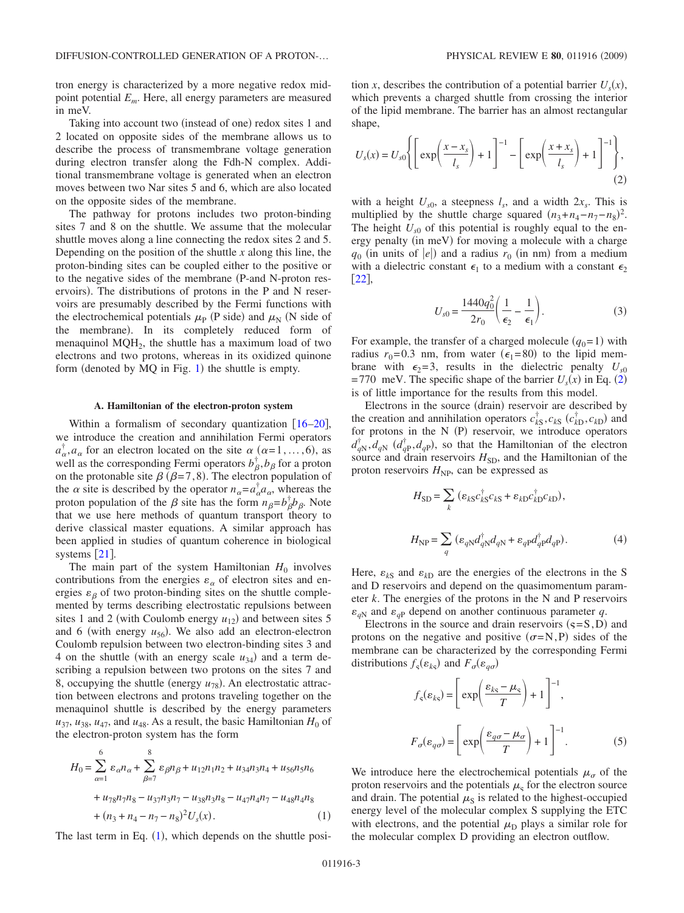tron energy is characterized by a more negative redox midpoint potential $E_m$. Here, all energy parameters are measured in meV.

Taking into account two (instead of one) redox sites 1 and 2 located on opposite sides of the membrane allows us to describe the process of transmembrane voltage generation during electron transfer along the Fdh-N complex. Additional transmembrane voltage is generated when an electron moves between two Nar sites 5 and 6, which are also located on the opposite sides of the membrane.

The pathway for protons includes two proton-binding sites 7 and 8 on the shuttle. We assume that the molecular shuttle moves along a line connecting the redox sites 2 and 5. Depending on the position of the shuttle $x$ along this line, the proton-binding sites can be coupled either to the positive or to the negative sides of the membrane (P-and N-proton reservoirs). The distributions of protons in the P and N reservoirs are presumably described by the Fermi functions with the electrochemical potentials $\mu_P$ (P side) and $\mu_N$ (N side of the membrane). In its completely reduced form of menaquinol $MQH_2$, the shuttle has a maximum load of two electrons and two protons, whereas in its oxidized quinone form (denoted by MQ in Fig. 1) the shuttle is empty.

### A. Hamiltonian of the electron-proton system

Within a formalism of secondary quantization [16–20], we introduce the creation and annihilation Fermi operators $a_\alpha^\dagger, a_\alpha$ for an electron located on the site $\alpha$ ($\alpha=1,\ldots,6$), as well as the corresponding Fermi operators $b_\beta^\dagger, b_\beta$ for a proton on the protonable site $\beta$ ($\beta=7,8$). The electron population of the $\alpha$ site is described by the operator $n_\alpha = a_\alpha^\dagger a_\alpha$, whereas the proton population of the $\beta$ site has the form $n_\beta = b_\beta^\dagger b_\beta$. Note that we use here methods of quantum transport theory to derive classical master equations. A similar approach has been applied in studies of quantum coherence in biological systems [21].

The main part of the system Hamiltonian $H_0$ involves contributions from the energies $\varepsilon_\alpha$ of electron sites and energies $\varepsilon_\beta$ of two proton-binding sites on the shuttle complemented by terms describing electrostatic repulsions between sites 1 and 2 (with Coulomb energy $u_{12}$) and between sites 5 and 6 (with energy $u_{56}$). We also add an electron-electron Coulomb repulsion between two electron-binding sites 3 and 4 on the shuttle (with an energy scale $u_{34}$) and a term describing a repulsion between two protons on the sites 7 and 8, occupying the shuttle (energy $u_{78}$). An electrostatic attraction between electrons and protons traveling together on the menaquinol shuttle is described by the energy parameters $u_{37}$, $u_{38}$, $u_{47}$, and $u_{48}$. As a result, the basic Hamiltonian $H_0$ of the electron-proton system has the form

$$
\begin{aligned}
H_0 = {} & \sum_{\alpha=1}^{6} \varepsilon_\alpha n_\alpha + \sum_{\beta=7}^{8} \varepsilon_\beta n_\beta + u_{12} n_1 n_2 + u_{34} n_3 n_4 + u_{56} n_5 n_6 \\
& + u_{78} n_7 n_8 - u_{37} n_3 n_7 - u_{38} n_3 n_8 - u_{47} n_4 n_7 - u_{48} n_4 n_8 \\
& + (n_3 + n_4 - n_7 - n_8)^2 U_s(x). \qquad (1)
\end{aligned}
$$

The last term in Eq. (1), which depends on the shuttle position $x$, describes the contribution of a potential barrier $U_s(x)$, which prevents a charged shuttle from crossing the interior of the lipid membrane. The barrier has an almost rectangular shape,

$$
U_s(x) = U_{s0} \left\{ \left[ \exp\left( \frac{x - x_s}{l_s} \right) + 1 \right]^{-1} - \left[ \exp\left( \frac{x + x_s}{l_s} \right) + 1 \right]^{-1} \right\}, \qquad (2)
$$

with a height $U_{s0}$, a steepness $l_s$, and a width $2x_s$. This is multiplied by the shuttle charge squared $(n_3+n_4-n_7-n_8)^2$. The height $U_{s0}$ of this potential is roughly equal to the energy penalty (in meV) for moving a molecule with a charge $q_0$ (in units of $|e|$) and a radius $r_0$ (in nm) from a medium with a dielectric constant $\epsilon_1$ to a medium with a constant $\epsilon_2$ [22],

$$
U_{s0} = \frac{1440 q_0^2}{2 r_0} \left( \frac{1}{\epsilon_2} - \frac{1}{\epsilon_1} \right). \qquad (3)
$$

For example, the transfer of a charged molecule ($q_0=1$) with radius $r_0=0.3$ nm, from water ($\epsilon_1=80$) to the lipid membrane with $\epsilon_2=3$, results in the dielectric penalty $U_{s0}=770$ meV. The specific shape of the barrier $U_s(x)$ in Eq. (2) is of little importance for the results from this model.

Electrons in the source (drain) reservoir are described by the creation and annihilation operators $c_{kS}^\dagger, c_{kS}$ ($c_{kD}^\dagger, c_{kD}$) and for protons in the N (P) reservoir, we introduce operators $d_{qN}^\dagger, d_{qN}$ ($d_{qP}^\dagger, d_{qP}$), so that the Hamiltonian of the electron source and drain reservoirs $H_{SD}$, and the Hamiltonian of the proton reservoirs $H_{NP}$, can be expressed as

$$
H_{SD} = \sum_k (\varepsilon_{kS} c_{kS}^\dagger c_{kS} + \varepsilon_{kD} c_{kD}^\dagger c_{kD}),
$$

$$
H_{NP} = \sum_q (\varepsilon_{qN} d_{qN}^\dagger d_{qN} + \varepsilon_{qP} d_{qP}^\dagger d_{qP}). \qquad (4)
$$

Here, $\varepsilon_{kS}$ and $\varepsilon_{kD}$ are the energies of the electrons in the S and D reservoirs and depend on the quasimomentum parameter $k$. The energies of the protons in the N and P reservoirs $\varepsilon_{qN}$ and $\varepsilon_{qP}$ depend on another continuous parameter $q$.

Electrons in the source and drain reservoirs ($\varsigma=S,D$) and protons on the negative and positive ($\sigma=N,P$) sides of the membrane can be characterized by the corresponding Fermi distributions $f_\varsigma(\varepsilon_{k\varsigma})$ and $F_\sigma(\varepsilon_{q\sigma})$

$$
f_\varsigma(\varepsilon_{k\varsigma}) = \left[ \exp\left( \frac{\varepsilon_{k\varsigma} - \mu_\varsigma}{T} \right) + 1 \right]^{-1},
$$

$$
F_\sigma(\varepsilon_{q\sigma}) = \left[ \exp\left( \frac{\varepsilon_{q\sigma} - \mu_\sigma}{T} \right) + 1 \right]^{-1}. \qquad (5)
$$

We introduce here the electrochemical potentials $\mu_\sigma$ of the proton reservoirs and the potentials $\mu_\varsigma$ for the electron source and drain. The potential $\mu_S$ is related to the highest-occupied energy level of the molecular complex S supplying the ETC with electrons, and the potential $\mu_D$ plays a similar role for the molecular complex D providing an electron outflow.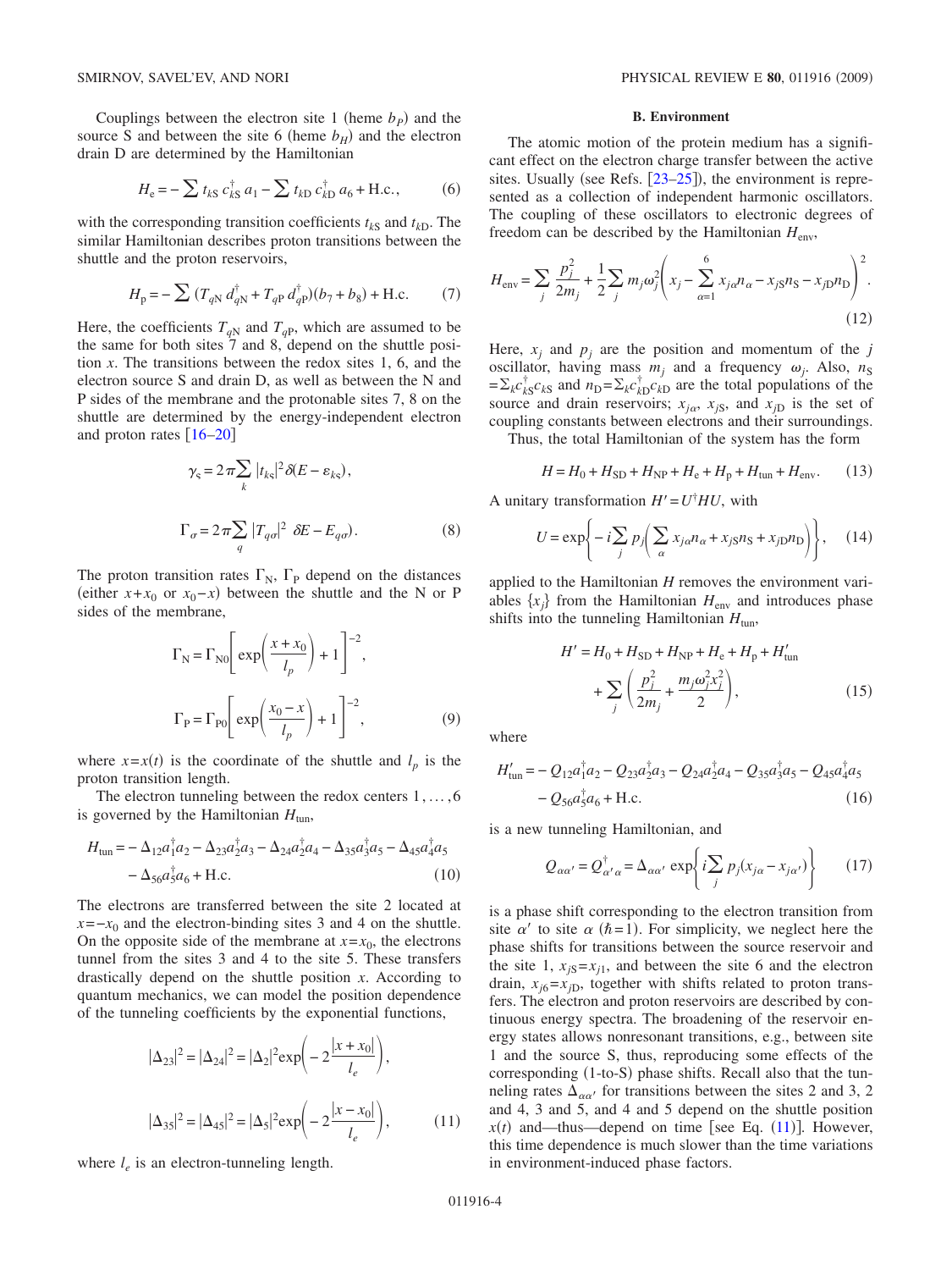Couplings between the electron site 1 (heme $b_P$) and the source S and between the site 6 (heme $b_H$) and the electron drain D are determined by the Hamiltonian

$$H_{\rm e} = -\sum t_{k\rm S}\, c_{k\rm S}^{\dagger}\, a_1 - \sum t_{k\rm D}\, c_{k\rm D}^{\dagger}\, a_6 + \text{H.c.}, \tag{6}$$

with the corresponding transition coefficients $t_{k\rm S}$ and $t_{k\rm D}$. The similar Hamiltonian describes proton transitions between the shuttle and the proton reservoirs,

$$H_{\rm p} = -\sum (T_{q\rm N}\, d_{q\rm N}^{\dagger} + T_{q\rm P}\, d_{q\rm P}^{\dagger})(b_7 + b_8) + \text{H.c.} \tag{7}$$

Here, the coefficients $T_{q\rm N}$ and $T_{q\rm P}$, which are assumed to be the same for both sites 7 and 8, depend on the shuttle position $x$. The transitions between the redox sites 1, 6, and the electron source S and drain D, as well as between the N and P sides of the membrane and the protonable sites 7, 8 on the shuttle are determined by the energy-independent electron and proton rates [16–20]

$$\gamma_{\rm S} = 2\pi \sum_k |t_{k\rm S}|^2 \delta(E - \varepsilon_{k\rm S}),$$

$$\Gamma_{\sigma} = 2\pi \sum_q |T_{q\sigma}|^2\ \delta E - E_{q\sigma}). \tag{8}$$

The proton transition rates $\Gamma_{\rm N}$, $\Gamma_{\rm P}$ depend on the distances (either $x+x_0$ or $x_0-x$) between the shuttle and the N or P sides of the membrane,

$$\Gamma_{\rm N} = \Gamma_{\rm N0}\left[\exp\left(\frac{x+x_0}{l_p}\right)+1\right]^{-2},$$

$$\Gamma_{\rm P} = \Gamma_{\rm P0}\left[\exp\left(\frac{x_0-x}{l_p}\right)+1\right]^{-2}, \tag{9}$$

where $x=x(t)$ is the coordinate of the shuttle and $l_p$ is the proton transition length.

The electron tunneling between the redox centers $1,\ldots,6$ is governed by the Hamiltonian $H_{\rm tun}$,

$$H_{\rm tun} = -\Delta_{12}a_1^{\dagger}a_2 - \Delta_{23}a_2^{\dagger}a_3 - \Delta_{24}a_2^{\dagger}a_4 - \Delta_{35}a_3^{\dagger}a_5 - \Delta_{45}a_4^{\dagger}a_5 - \Delta_{56}a_5^{\dagger}a_6 + \text{H.c.} \tag{10}$$

The electrons are transferred between the site 2 located at $x=-x_0$ and the electron-binding sites 3 and 4 on the shuttle. On the opposite side of the membrane at $x=x_0$, the electrons tunnel from the sites 3 and 4 to the site 5. These transfers drastically depend on the shuttle position $x$. According to quantum mechanics, we can model the position dependence of the tunneling coefficients by the exponential functions,

$$|\Delta_{23}|^2 = |\Delta_{24}|^2 = |\Delta_2|^2 \exp\left(-2\frac{|x+x_0|}{l_e}\right),$$

$$|\Delta_{35}|^2 = |\Delta_{45}|^2 = |\Delta_5|^2 \exp\left(-2\frac{|x-x_0|}{l_e}\right), \tag{11}$$

where $l_e$ is an electron-tunneling length.

### B. Environment

The atomic motion of the protein medium has a significant effect on the electron charge transfer between the active sites. Usually (see Refs. [23–25]), the environment is represented as a collection of independent harmonic oscillators. The coupling of these oscillators to electronic degrees of freedom can be described by the Hamiltonian $H_{\rm env}$,

$$H_{\rm env} = \sum_j \frac{p_j^2}{2m_j} + \frac{1}{2}\sum_j m_j\omega_j^2\left(x_j - \sum_{\alpha=1}^{6} x_{j\alpha}n_{\alpha} - x_{j\rm S}n_{\rm S} - x_{j\rm D}n_{\rm D}\right)^2. \tag{12}$$

Here, $x_j$ and $p_j$ are the position and momentum of the $j$ oscillator, having mass $m_j$ and a frequency $\omega_j$. Also, $n_{\rm S} = \sum_k c_{k\rm S}^{\dagger}c_{k\rm S}$ and $n_{\rm D} = \sum_k c_{k\rm D}^{\dagger}c_{k\rm D}$ are the total populations of the source and drain reservoirs; $x_{j\alpha}$, $x_{j\rm S}$, and $x_{j\rm D}$ is the set of coupling constants between electrons and their surroundings.

Thus, the total Hamiltonian of the system has the form

$$H = H_0 + H_{\rm SD} + H_{\rm NP} + H_{\rm e} + H_{\rm p} + H_{\rm tun} + H_{\rm env}. \tag{13}$$

A unitary transformation $H' = U^{\dagger}HU$, with

$$U = \exp\left\{-i\sum_j p_j\left(\sum_{\alpha} x_{j\alpha}n_{\alpha} + x_{j\rm S}n_{\rm S} + x_{j\rm D}n_{\rm D}\right)\right\}, \tag{14}$$

applied to the Hamiltonian $H$ removes the environment variables $\{x_j\}$ from the Hamiltonian $H_{\rm env}$ and introduces phase shifts into the tunneling Hamiltonian $H_{\rm tun}$,

$$H' = H_0 + H_{\rm SD} + H_{\rm NP} + H_{\rm e} + H_{\rm p} + H_{\rm tun}' + \sum_j \left(\frac{p_j^2}{2m_j} + \frac{m_j\omega_j^2 x_j^2}{2}\right), \tag{15}$$

where

$$H_{\rm tun}' = -Q_{12}a_1^{\dagger}a_2 - Q_{23}a_2^{\dagger}a_3 - Q_{24}a_2^{\dagger}a_4 - Q_{35}a_3^{\dagger}a_5 - Q_{45}a_4^{\dagger}a_5 - Q_{56}a_5^{\dagger}a_6 + \text{H.c.} \tag{16}$$

is a new tunneling Hamiltonian, and

$$Q_{\alpha\alpha'} = Q_{\alpha'\alpha}^{\dagger} = \Delta_{\alpha\alpha'} \exp\left\{i\sum_j p_j(x_{j\alpha} - x_{j\alpha'})\right\} \tag{17}$$

is a phase shift corresponding to the electron transition from site $\alpha'$ to site $\alpha$ ($\hbar=1$). For simplicity, we neglect here the phase shifts for transitions between the source reservoir and the site 1, $x_{j\rm S}=x_{j1}$, and between the site 6 and the electron drain, $x_{j6}=x_{j\rm D}$, together with shifts related to proton transfers. The electron and proton reservoirs are described by continuous energy spectra. The broadening of the reservoir energy states allows nonresonant transitions, e.g., between site 1 and the source S, thus, reproducing some effects of the corresponding (1-to-S) phase shifts. Recall also that the tunneling rates $\Delta_{\alpha\alpha'}$ for transitions between the sites 2 and 3, 2 and 4, 3 and 5, and 4 and 5 depend on the shuttle position $x(t)$ and—thus—depend on time [see Eq. (11)]. However, this time dependence is much slower than the time variations in environment-induced phase factors.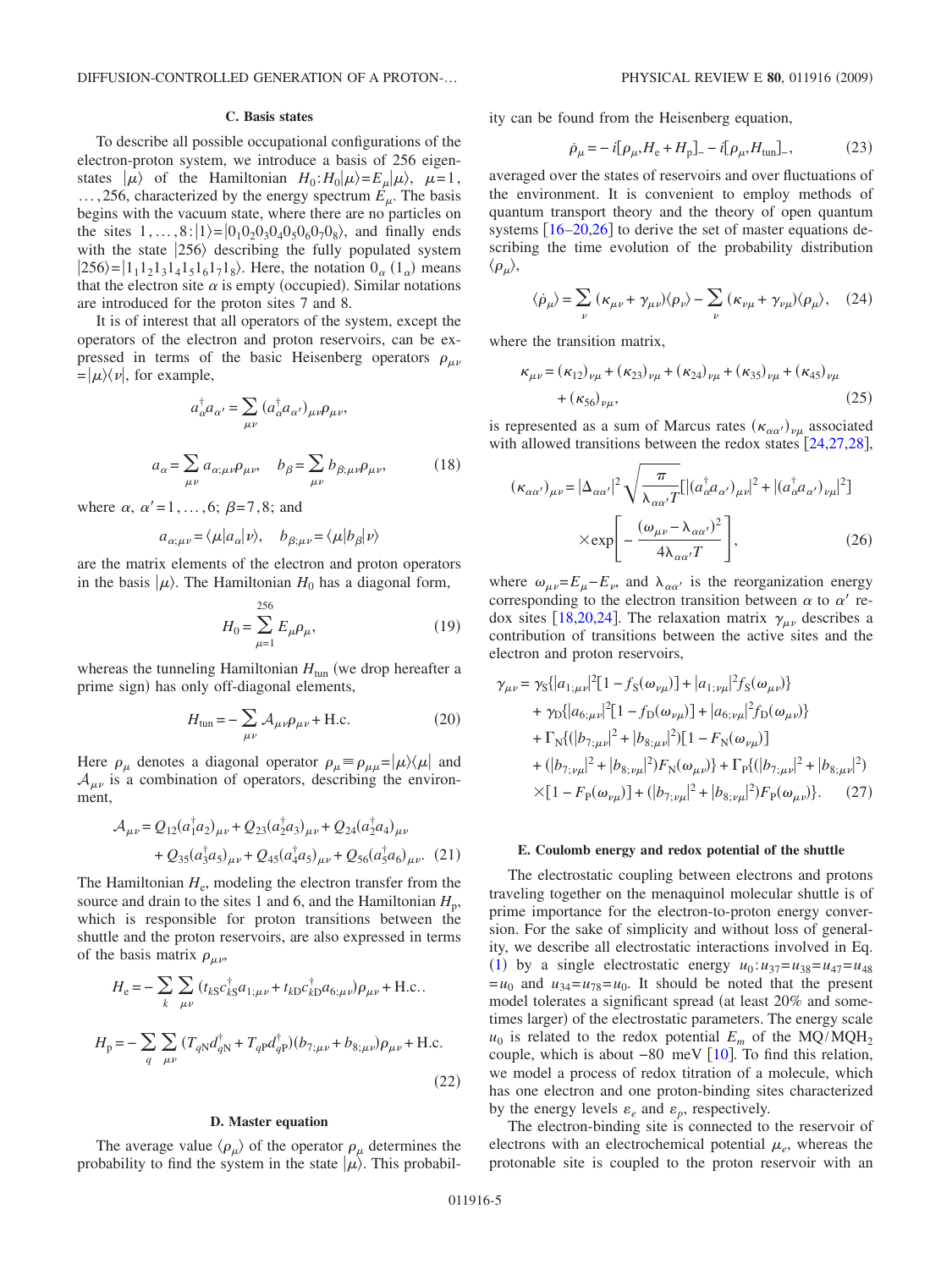### C. Basis states

To describe all possible occupational configurations of the electron-proton system, we introduce a basis of 256 eigenstates $|\mu\rangle$ of the Hamiltonian $H_0$: $H_0|\mu\rangle = E_\mu|\mu\rangle$, $\mu=1,\ldots,256$, characterized by the energy spectrum $E_\mu$. The basis begins with the vacuum state, where there are no particles on the sites $1,\ldots,8$: $|1\rangle = |0_1 0_2 0_3 0_4 0_5 0_6 0_7 0_8\rangle$, and finally ends with the state $|256\rangle$ describing the fully populated system $|256\rangle = |1_1 1_2 1_3 1_4 1_5 1_6 1_7 1_8\rangle$. Here, the notation $0_\alpha$ ($1_\alpha$) means that the electron site $\alpha$ is empty (occupied). Similar notations are introduced for the proton sites 7 and 8.

It is of interest that all operators of the system, except the operators of the electron and proton reservoirs, can be expressed in terms of the basic Heisenberg operators $\rho_{\mu\nu} = |\mu\rangle\langle\nu|$, for example,

$$a_\alpha^\dagger a_{\alpha'} = \sum_{\mu\nu} (a_\alpha^\dagger a_{\alpha'})_{\mu\nu} \rho_{\mu\nu},$$

$$a_\alpha = \sum_{\mu\nu} a_{\alpha;\mu\nu} \rho_{\mu\nu}, \quad b_\beta = \sum_{\mu\nu} b_{\beta;\mu\nu} \rho_{\mu\nu}, \tag{18}$$

where $\alpha, \alpha' = 1,\ldots,6$; $\beta = 7,8$; and

$$a_{\alpha;\mu\nu} = \langle\mu|a_\alpha|\nu\rangle, \quad b_{\beta;\mu\nu} = \langle\mu|b_\beta|\nu\rangle$$

are the matrix elements of the electron and proton operators in the basis $|\mu\rangle$. The Hamiltonian $H_0$ has a diagonal form,

$$H_0 = \sum_{\mu=1}^{256} E_\mu \rho_\mu, \tag{19}$$

whereas the tunneling Hamiltonian $H_{\rm tun}$ (we drop hereafter a prime sign) has only off-diagonal elements,

$$H_{\rm tun} = -\sum_{\mu\nu} \mathcal{A}_{\mu\nu} \rho_{\mu\nu} + \text{H.c.} \tag{20}$$

Here $\rho_\mu$ denotes a diagonal operator $\rho_\mu \equiv \rho_{\mu\mu} = |\mu\rangle\langle\mu|$ and $\mathcal{A}_{\mu\nu}$ is a combination of operators, describing the environment,

$$\mathcal{A}_{\mu\nu} = Q_{12}(a_1^\dagger a_2)_{\mu\nu} + Q_{23}(a_2^\dagger a_3)_{\mu\nu} + Q_{24}(a_2^\dagger a_4)_{\mu\nu} + Q_{35}(a_3^\dagger a_5)_{\mu\nu} + Q_{45}(a_4^\dagger a_5)_{\mu\nu} + Q_{56}(a_5^\dagger a_6)_{\mu\nu}. \tag{21}$$

The Hamiltonian $H_{\rm e}$, modeling the electron transfer from the source and drain to the sites 1 and 6, and the Hamiltonian $H_{\rm p}$, which is responsible for proton transitions between the shuttle and the proton reservoirs, are also expressed in terms of the basis matrix $\rho_{\mu\nu}$,

$$H_{\rm e} = -\sum_k \sum_{\mu\nu} (t_{k\rm S} c_{k\rm S}^\dagger a_{1;\mu\nu} + t_{k\rm D} c_{k\rm D}^\dagger a_{6;\mu\nu})\rho_{\mu\nu} + \text{H.c.}.$$

$$H_{\rm p} = -\sum_q \sum_{\mu\nu} (T_{q\rm N} d_{q\rm N}^\dagger + T_{q\rm P} d_{q\rm P}^\dagger)(b_{7;\mu\nu} + b_{8;\mu\nu})\rho_{\mu\nu} + \text{H.c.} \tag{22}$$

### D. Master equation

The average value $\langle\rho_\mu\rangle$ of the operator $\rho_\mu$ determines the probability to find the system in the state $|\mu\rangle$. This probability can be found from the Heisenberg equation,

$$\dot\rho_\mu = -i[\rho_\mu, H_{\rm e} + H_{\rm p}]_- - i[\rho_\mu, H_{\rm tun}]_-, \tag{23}$$

averaged over the states of reservoirs and over fluctuations of the environment. It is convenient to employ methods of quantum transport theory and the theory of open quantum systems [16–20,26] to derive the set of master equations describing the time evolution of the probability distribution $\langle\rho_\mu\rangle$,

$$\langle\dot\rho_\mu\rangle = \sum_\nu (\kappa_{\mu\nu} + \gamma_{\mu\nu})\langle\rho_\nu\rangle - \sum_\nu (\kappa_{\nu\mu} + \gamma_{\nu\mu})\langle\rho_\mu\rangle, \tag{24}$$

where the transition matrix,

$$\kappa_{\mu\nu} = (\kappa_{12})_{\nu\mu} + (\kappa_{23})_{\nu\mu} + (\kappa_{24})_{\nu\mu} + (\kappa_{35})_{\nu\mu} + (\kappa_{45})_{\nu\mu} + (\kappa_{56})_{\nu\mu}, \tag{25}$$

is represented as a sum of Marcus rates $(\kappa_{\alpha\alpha'})_{\nu\mu}$ associated with allowed transitions between the redox states [24,27,28],

$$(\kappa_{\alpha\alpha'})_{\mu\nu} = |\Delta_{\alpha\alpha'}|^2 \sqrt{\frac{\pi}{\lambda_{\alpha\alpha'} T}} [|(a_\alpha^\dagger a_{\alpha'})_{\mu\nu}|^2 + |(a_\alpha^\dagger a_{\alpha'})_{\nu\mu}|^2] \times \exp\left[-\frac{(\omega_{\mu\nu} - \lambda_{\alpha\alpha'})^2}{4\lambda_{\alpha\alpha'} T}\right], \tag{26}$$

where $\omega_{\mu\nu} = E_\mu - E_\nu$, and $\lambda_{\alpha\alpha'}$ is the reorganization energy corresponding to the electron transition between $\alpha$ to $\alpha'$ redox sites [18,20,24]. The relaxation matrix $\gamma_{\mu\nu}$ describes a contribution of transitions between the active sites and the electron and proton reservoirs,

$$\begin{aligned}
\gamma_{\mu\nu} = {} & \gamma_{\rm S}\{|a_{1;\mu\nu}|^2[1 - f_{\rm S}(\omega_{\nu\mu})] + |a_{1;\nu\mu}|^2 f_{\rm S}(\omega_{\mu\nu})\} \\
& + \gamma_{\rm D}\{|a_{6;\mu\nu}|^2[1 - f_{\rm D}(\omega_{\nu\mu})] + |a_{6;\nu\mu}|^2 f_{\rm D}(\omega_{\mu\nu})\} \\
& + \Gamma_{\rm N}\{(|b_{7;\mu\nu}|^2 + |b_{8;\mu\nu}|^2)[1 - F_{\rm N}(\omega_{\nu\mu})] \\
& + (|b_{7;\nu\mu}|^2 + |b_{8;\nu\mu}|^2) F_{\rm N}(\omega_{\mu\nu})\} + \Gamma_{\rm P}\{(|b_{7;\mu\nu}|^2 + |b_{8;\mu\nu}|^2) \\
& \times [1 - F_{\rm P}(\omega_{\nu\mu})] + (|b_{7;\nu\mu}|^2 + |b_{8;\nu\mu}|^2) F_{\rm P}(\omega_{\mu\nu})\}.
\end{aligned} \tag{27}$$

### E. Coulomb energy and redox potential of the shuttle

The electrostatic coupling between electrons and protons traveling together on the menaquinol molecular shuttle is of prime importance for the electron-to-proton energy conversion. For the sake of simplicity and without loss of generality, we describe all electrostatic interactions involved in Eq. (1) by a single electrostatic energy $u_0$: $u_{37} = u_{38} = u_{47} = u_{48} = u_0$ and $u_{34} = u_{78} = u_0$. It should be noted that the present model tolerates a significant spread (at least 20% and sometimes larger) of the electrostatic parameters. The energy scale $u_0$ is related to the redox potential $E_m$ of the $MQ/MQH_2$ couple, which is about $-80$ meV [10]. To find this relation, we model a process of redox titration of a molecule, which has one electron and one proton-binding sites characterized by the energy levels $\varepsilon_e$ and $\varepsilon_p$, respectively.

The electron-binding site is connected to the reservoir of electrons with an electrochemical potential $\mu_e$, whereas the protonable site is coupled to the proton reservoir with an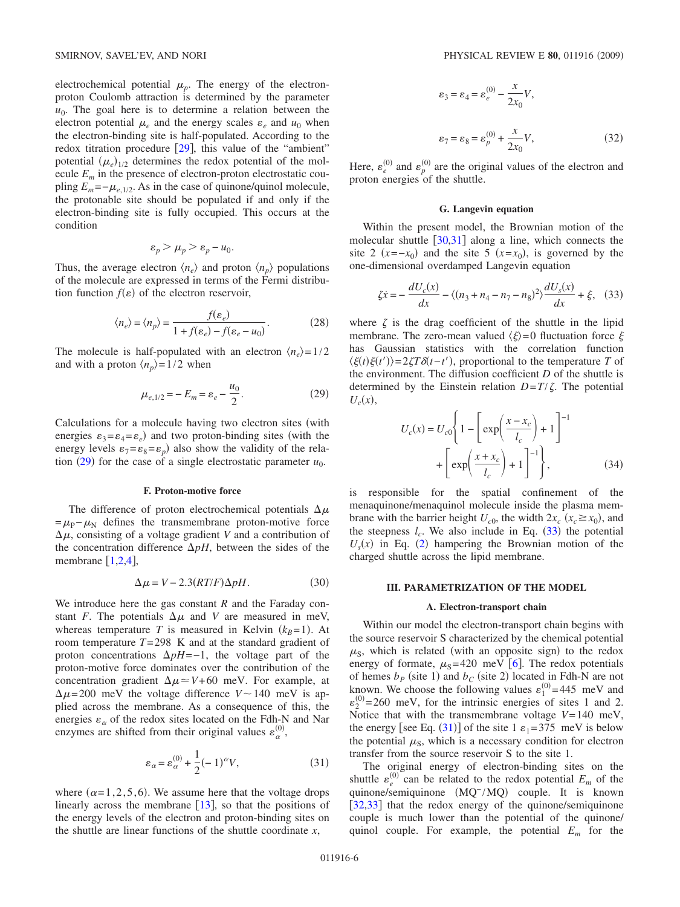electrochemical potential $\mu_p$. The energy of the electron-proton Coulomb attraction is determined by the parameter $u_0$. The goal here is to determine a relation between the electron potential $\mu_e$ and the energy scales $\varepsilon_e$ and $u_0$ when the electron-binding site is half-populated. According to the redox titration procedure [29], this value of the "ambient" potential $(\mu_e)_{1/2}$ determines the redox potential of the molecule $E_m$ in the presence of electron-proton electrostatic coupling $E_m = -\mu_{e,1/2}$. As in the case of quinone/quinol molecule, the protonable site should be populated if and only if the electron-binding site is fully occupied. This occurs at the condition

$$\varepsilon_p > \mu_p > \varepsilon_p - u_0.$$

Thus, the average electron $\langle n_e \rangle$ and proton $\langle n_p \rangle$ populations of the molecule are expressed in terms of the Fermi distribution function $f(\varepsilon)$ of the electron reservoir,

$$\langle n_e \rangle = \langle n_p \rangle = \frac{f(\varepsilon_e)}{1 + f(\varepsilon_e) - f(\varepsilon_e - u_0)}. \tag{28}$$

The molecule is half-populated with an electron $\langle n_e \rangle = 1/2$ and with a proton $\langle n_p \rangle = 1/2$ when

$$\mu_{e,1/2} = -E_m = \varepsilon_e - \frac{u_0}{2}. \tag{29}$$

Calculations for a molecule having two electron sites (with energies $\varepsilon_3 = \varepsilon_4 = \varepsilon_e$) and two proton-binding sites (with the energy levels $\varepsilon_7 = \varepsilon_8 = \varepsilon_p$) also show the validity of the relation (29) for the case of a single electrostatic parameter $u_0$.

### F. Proton-motive force

The difference of proton electrochemical potentials $\Delta\mu = \mu_P - \mu_N$ defines the transmembrane proton-motive force $\Delta\mu$, consisting of a voltage gradient $V$ and a contribution of the concentration difference $\Delta pH$, between the sides of the membrane [1,2,4],

$$\Delta\mu = V - 2.3(RT/F)\Delta pH. \tag{30}$$

We introduce here the gas constant $R$ and the Faraday constant $F$. The potentials $\Delta\mu$ and $V$ are measured in meV, whereas temperature $T$ is measured in Kelvin ($k_B = 1$). At room temperature $T = 298$ K and at the standard gradient of proton concentrations $\Delta pH = -1$, the voltage part of the proton-motive force dominates over the contribution of the concentration gradient $\Delta\mu \simeq V + 60$ meV. For example, at $\Delta\mu = 200$ meV the voltage difference $V \sim 140$ meV is applied across the membrane. As a consequence of this, the energies $\varepsilon_\alpha$ of the redox sites located on the Fdh-N and Nar enzymes are shifted from their original values $\varepsilon_\alpha^{(0)}$,

$$\varepsilon_\alpha = \varepsilon_\alpha^{(0)} + \frac{1}{2}(-1)^\alpha V, \tag{31}$$

where $(\alpha = 1, 2, 5, 6)$. We assume here that the voltage drops linearly across the membrane [13], so that the positions of the energy levels of the electron and proton-binding sites on the shuttle are linear functions of the shuttle coordinate $x$,

$$\varepsilon_3 = \varepsilon_4 = \varepsilon_e^{(0)} - \frac{x}{2x_0}V,$$

$$\varepsilon_7 = \varepsilon_8 = \varepsilon_p^{(0)} + \frac{x}{2x_0}V, \tag{32}$$

Here, $\varepsilon_e^{(0)}$ and $\varepsilon_p^{(0)}$ are the original values of the electron and proton energies of the shuttle.

### G. Langevin equation

Within the present model, the Brownian motion of the molecular shuttle [30,31] along a line, which connects the site 2 ($x = -x_0$) and the site 5 ($x = x_0$), is governed by the one-dimensional overdamped Langevin equation

$$\zeta \dot{x} = -\frac{dU_c(x)}{dx} - \langle (n_3 + n_4 - n_7 - n_8)^2 \rangle \frac{dU_s(x)}{dx} + \xi, \tag{33}$$

where $\zeta$ is the drag coefficient of the shuttle in the lipid membrane. The zero-mean valued $\langle \xi \rangle = 0$ fluctuation force $\xi$ has Gaussian statistics with the correlation function $\langle \xi(t)\xi(t') \rangle = 2\zeta T \delta(t - t')$, proportional to the temperature $T$ of the environment. The diffusion coefficient $D$ of the shuttle is determined by the Einstein relation $D = T/\zeta$. The potential $U_c(x)$,

$$U_c(x) = U_{c0}\left\{ 1 - \left[ \exp\left( \frac{x - x_c}{l_c} \right) + 1 \right]^{-1} + \left[ \exp\left( \frac{x + x_c}{l_c} \right) + 1 \right]^{-1} \right\}, \tag{34}$$

is responsible for the spatial confinement of the menaquinone/menaquinol molecule inside the plasma membrane with the barrier height $U_{c0}$, the width $2x_c$ ($x_c \gtrsim x_0$), and the steepness $l_c$. We also include in Eq. (33) the potential $U_s(x)$ in Eq. (2) hampering the Brownian motion of the charged shuttle across the lipid membrane.

## III. PARAMETRIZATION OF THE MODEL

### A. Electron-transport chain

Within our model the electron-transport chain begins with the source reservoir S characterized by the chemical potential $\mu_S$, which is related (with an opposite sign) to the redox energy of formate, $\mu_S = 420$ meV [6]. The redox potentials of hemes $b_P$ (site 1) and $b_C$ (site 2) located in Fdh-N are not known. We choose the following values $\varepsilon_1^{(0)} = 445$ meV and $\varepsilon_2^{(0)} = 260$ meV, for the intrinsic energies of sites 1 and 2. Notice that with the transmembrane voltage $V = 140$ meV, the energy [see Eq. (31)] of the site 1 $\varepsilon_1 = 375$ meV is below the potential $\mu_S$, which is a necessary condition for electron transfer from the source reservoir S to the site 1.

The original energy of electron-binding sites on the shuttle $\varepsilon_e^{(0)}$ can be related to the redox potential $E_m$ of the quinone/semiquinone ($MQ^-/MQ$) couple. It is known [32,33] that the redox energy of the quinone/semiquinone couple is much lower than the potential of the quinone/quinol couple. For example, the potential $E_m$ for the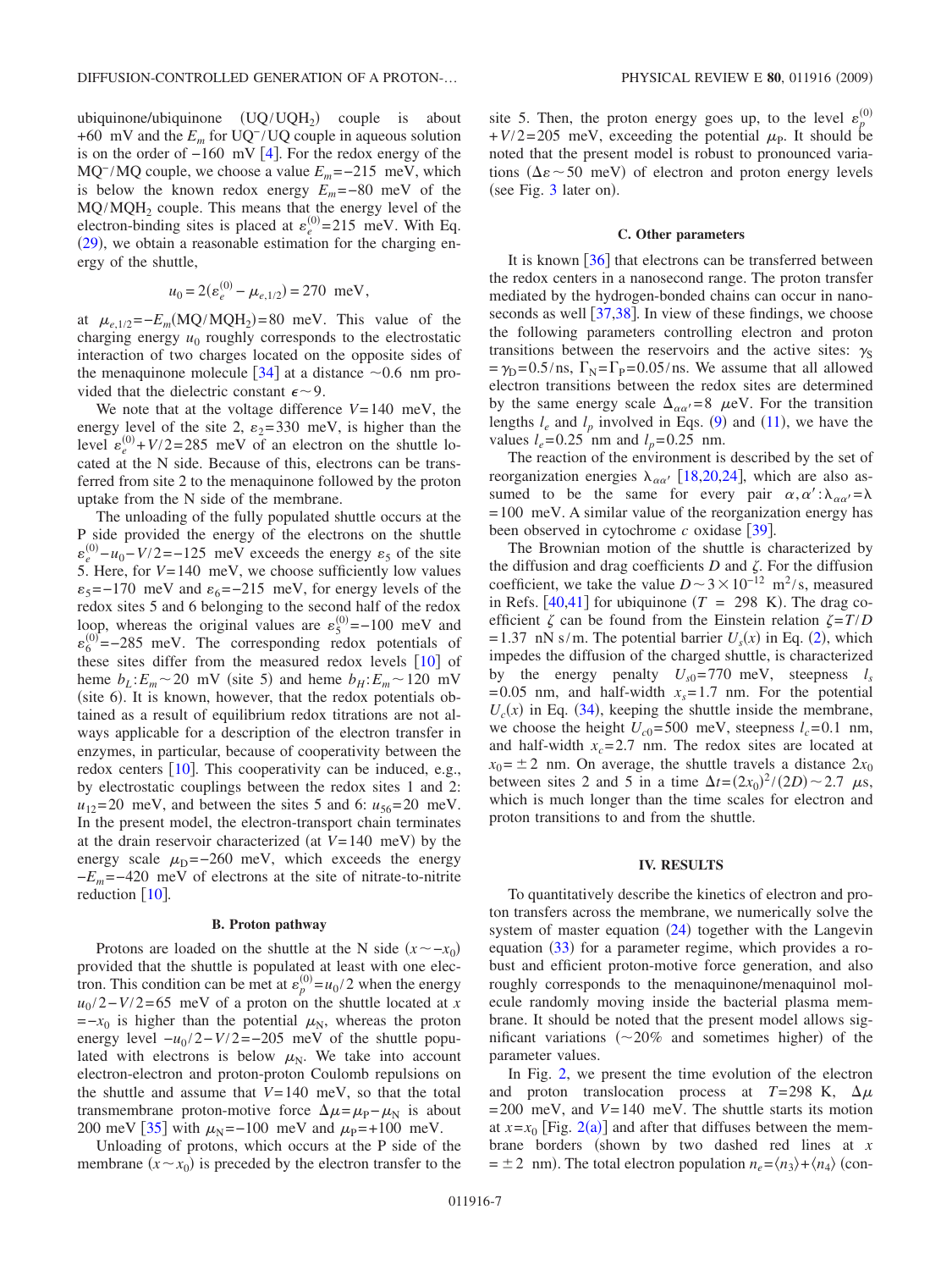ubiquinone/ubiquinone $(UQ/UQH_2)$ couple is about +60 mV and the $E_m$ for $UQ^-/UQ$ couple in aqueous solution is on the order of −160 mV [4]. For the redox energy of the $MQ^-/MQ$ couple, we choose a value $E_m = -215$ meV, which is below the known redox energy $E_m = -80$ meV of the $MQ/MQH_2$ couple. This means that the energy level of the electron-binding sites is placed at $\varepsilon_e^{(0)} = 215$ meV. With Eq. (29), we obtain a reasonable estimation for the charging energy of the shuttle,

$$u_0 = 2(\varepsilon_e^{(0)} - \mu_{e,1/2}) = 270 \text{ meV},$$

at $\mu_{e,1/2} = -E_m(MQ/MQH_2) = 80$ meV. This value of the charging energy $u_0$ roughly corresponds to the electrostatic interaction of two charges located on the opposite sides of the menaquinone molecule [34] at a distance ~0.6 nm provided that the dielectric constant $\epsilon \sim 9$.

We note that at the voltage difference $V = 140$ meV, the energy level of the site 2, $\varepsilon_2 = 330$ meV, is higher than the level $\varepsilon_e^{(0)} + V/2 = 285$ meV of an electron on the shuttle located at the N side. Because of this, electrons can be transferred from site 2 to the menaquinone followed by the proton uptake from the N side of the membrane.

The unloading of the fully populated shuttle occurs at the P side provided the energy of the electrons on the shuttle $\varepsilon_e^{(0)} - u_0 - V/2 = -125$ meV exceeds the energy $\varepsilon_5$ of the site 5. Here, for $V = 140$ meV, we choose sufficiently low values $\varepsilon_5 = -170$ meV and $\varepsilon_6 = -215$ meV, for energy levels of the redox sites 5 and 6 belonging to the second half of the redox loop, whereas the original values are $\varepsilon_5^{(0)} = -100$ meV and $\varepsilon_6^{(0)} = -285$ meV. The corresponding redox potentials of these sites differ from the measured redox levels [10] of heme $b_L$: $E_m \sim 20$ mV (site 5) and heme $b_H$: $E_m \sim 120$ mV (site 6). It is known, however, that the redox potentials obtained as a result of equilibrium redox titrations are not always applicable for a description of the electron transfer in enzymes, in particular, because of cooperativity between the redox centers [10]. This cooperativity can be induced, e.g., by electrostatic couplings between the redox sites 1 and 2: $u_{12} = 20$ meV, and between the sites 5 and 6: $u_{56} = 20$ meV. In the present model, the electron-transport chain terminates at the drain reservoir characterized (at $V = 140$ meV) by the energy scale $\mu_D = -260$ meV, which exceeds the energy $-E_m = -420$ meV of electrons at the site of nitrate-to-nitrite reduction [10].

### B. Proton pathway

Protons are loaded on the shuttle at the N side $(x \sim -x_0)$ provided that the shuttle is populated at least with one electron. This condition can be met at $\varepsilon_p^{(0)} = u_0/2$ when the energy $u_0/2 - V/2 = 65$ meV of a proton on the shuttle located at $x = -x_0$ is higher than the potential $\mu_N$, whereas the proton energy level $-u_0/2 - V/2 = -205$ meV of the shuttle populated with electrons is below $\mu_N$. We take into account electron-electron and proton-proton Coulomb repulsions on the shuttle and assume that $V = 140$ meV, so that the total transmembrane proton-motive force $\Delta\mu = \mu_P - \mu_N$ is about 200 meV [35] with $\mu_N = -100$ meV and $\mu_P = +100$ meV.

Unloading of protons, which occurs at the P side of the membrane $(x \sim x_0)$ is preceded by the electron transfer to the site 5. Then, the proton energy goes up, to the level $\varepsilon_p^{(0)} + V/2 = 205$ meV, exceeding the potential $\mu_P$. It should be noted that the present model is robust to pronounced variations $(\Delta\varepsilon \sim 50$ meV) of electron and proton energy levels (see Fig. 3 later on).

### C. Other parameters

It is known [36] that electrons can be transferred between the redox centers in a nanosecond range. The proton transfer mediated by the hydrogen-bonded chains can occur in nanoseconds as well [37,38]. In view of these findings, we choose the following parameters controlling electron and proton transitions between the reservoirs and the active sites: $\gamma_S = \gamma_D = 0.5$/ns, $\Gamma_N = \Gamma_P = 0.05$/ns. We assume that all allowed electron transitions between the redox sites are determined by the same energy scale $\Delta_{\alpha\alpha'} = 8$ $\mu$eV. For the transition lengths $l_e$ and $l_p$ involved in Eqs. (9) and (11), we have the values $l_e = 0.25$ nm and $l_p = 0.25$ nm.

The reaction of the environment is described by the set of reorganization energies $\lambda_{\alpha\alpha'}$ [18,20,24], which are also assumed to be the same for every pair $\alpha, \alpha'$: $\lambda_{\alpha\alpha'} = \lambda = 100$ meV. A similar value of the reorganization energy has been observed in cytochrome $c$ oxidase [39].

The Brownian motion of the shuttle is characterized by the diffusion and drag coefficients $D$ and $\zeta$. For the diffusion coefficient, we take the value $D \sim 3 \times 10^{-12}$ m$^2$/s, measured in Refs. [40,41] for ubiquinone ($T$ = 298 K). The drag coefficient $\zeta$ can be found from the Einstein relation $\zeta = T/D = 1.37$ nN s/m. The potential barrier $U_s(x)$ in Eq. (2), which impedes the diffusion of the charged shuttle, is characterized by the energy penalty $U_{s0} = 770$ meV, steepness $l_s = 0.05$ nm, and half-width $x_s = 1.7$ nm. For the potential $U_c(x)$ in Eq. (34), keeping the shuttle inside the membrane, we choose the height $U_{c0} = 500$ meV, steepness $l_c = 0.1$ nm, and half-width $x_c = 2.7$ nm. The redox sites are located at $x_0 = \pm 2$ nm. On average, the shuttle travels a distance $2x_0$ between sites 2 and 5 in a time $\Delta t = (2x_0)^2/(2D) \sim 2.7$ $\mu$s, which is much longer than the time scales for electron and proton transitions to and from the shuttle.

## IV. RESULTS

To quantitatively describe the kinetics of electron and proton transfers across the membrane, we numerically solve the system of master equation (24) together with the Langevin equation (33) for a parameter regime, which provides a robust and efficient proton-motive force generation, and also roughly corresponds to the menaquinone/menaquinol molecule randomly moving inside the bacterial plasma membrane. It should be noted that the present model allows significant variations (~20% and sometimes higher) of the parameter values.

In Fig. 2, we present the time evolution of the electron and proton translocation process at $T = 298$ K, $\Delta\mu = 200$ meV, and $V = 140$ meV. The shuttle starts its motion at $x = x_0$ [Fig. 2(a)] and after that diffuses between the membrane borders (shown by two dashed red lines at $x = \pm 2$ nm). The total electron population $n_e = \langle n_3 \rangle + \langle n_4 \rangle$ (con-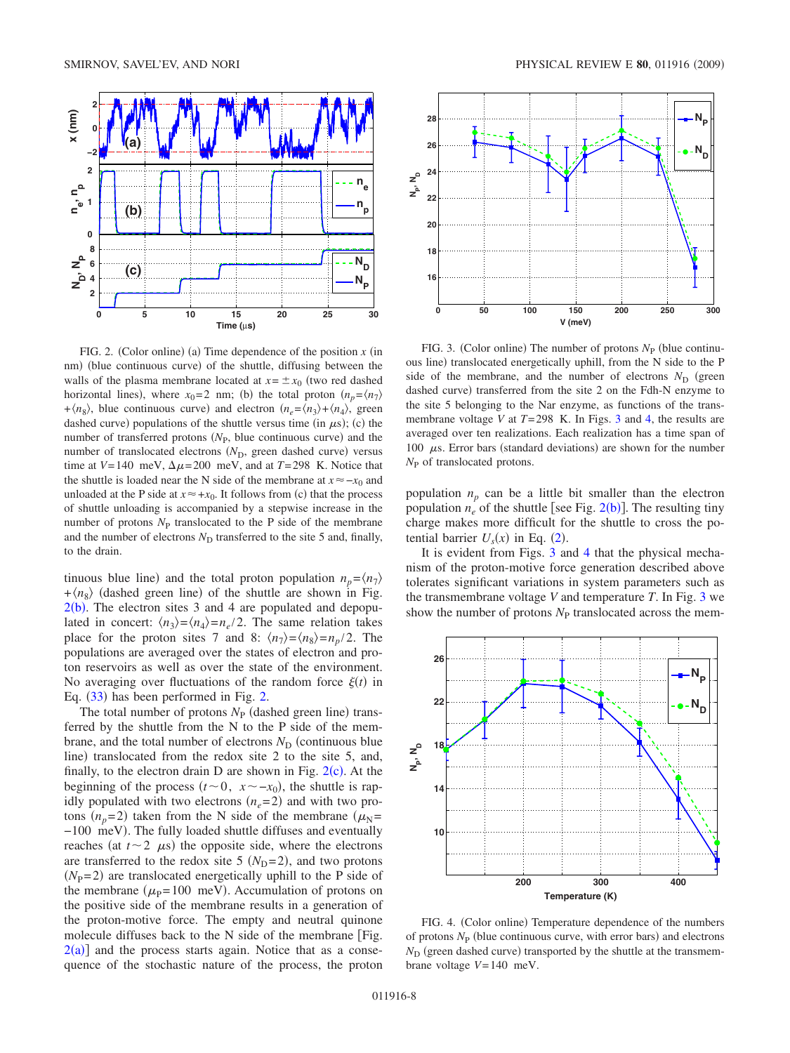FIG. 2. (Color online) (a) Time dependence of the position $x$ (in nm) (blue continuous curve) of the shuttle, diffusing between the walls of the plasma membrane located at $x=\pm x_0$ (two red dashed horizontal lines), where $x_0=2$ nm; (b) the total proton ($n_p=\langle n_7\rangle+\langle n_8\rangle$, blue continuous curve) and electron ($n_e=\langle n_3\rangle+\langle n_4\rangle$, green dashed curve) populations of the shuttle versus time (in $\mu$s); (c) the number of transferred protons ($N_{\rm P}$, blue continuous curve) and the number of translocated electrons ($N_{\rm D}$, green dashed curve) versus time at $V=140$ meV, $\Delta\mu=200$ meV, and at $T=298$ K. Notice that the shuttle is loaded near the N side of the membrane at $x\approx -x_0$ and unloaded at the P side at $x\approx +x_0$. It follows from (c) that the process of shuttle unloading is accompanied by a stepwise increase in the number of protons $N_{\rm P}$ translocated to the P side of the membrane and the number of electrons $N_{\rm D}$ transferred to the site 5 and, finally, to the drain.

tinuous blue line) and the total proton population $n_p=\langle n_7\rangle+\langle n_8\rangle$ (dashed green line) of the shuttle are shown in Fig. 2(b). The electron sites 3 and 4 are populated and depopulated in concert: $\langle n_3\rangle=\langle n_4\rangle=n_e/2$. The same relation takes place for the proton sites 7 and 8: $\langle n_7\rangle=\langle n_8\rangle=n_p/2$. The populations are averaged over the states of electron and proton reservoirs as well as over the state of the environment. No averaging over fluctuations of the random force $\xi(t)$ in Eq. (33) has been performed in Fig. 2.

The total number of protons $N_{\rm P}$ (dashed green line) transferred by the shuttle from the N to the P side of the membrane, and the total number of electrons $N_{\rm D}$ (continuous blue line) translocated from the redox site 2 to the site 5, and, finally, to the electron drain D are shown in Fig. 2(c). At the beginning of the process ($t\sim 0$, $x\sim -x_0$), the shuttle is rapidly populated with two electrons ($n_e=2$) and with two protons ($n_p=2$) taken from the N side of the membrane ($\mu_{\rm N}=-100$ meV). The fully loaded shuttle diffuses and eventually reaches (at $t\sim 2$ $\mu$s) the opposite side, where the electrons are transferred to the redox site 5 ($N_{\rm D}=2$), and two protons ($N_{\rm P}=2$) are translocated energetically uphill to the P side of the membrane ($\mu_{\rm P}=100$ meV). Accumulation of protons on the positive side of the membrane results in a generation of the proton-motive force. The empty and neutral quinone molecule diffuses back to the N side of the membrane [Fig. 2(a)] and the process starts again. Notice that as a consequence of the stochastic nature of the process, the proton population $n_p$ can be a little bit smaller than the electron population $n_e$ of the shuttle [see Fig. 2(b)]. The resulting tiny charge makes more difficult for the shuttle to cross the potential barrier $U_s(x)$ in Eq. (2).

FIG. 3. (Color online) The number of protons $N_{\rm P}$ (blue continuous line) translocated energetically uphill, from the N side to the P side of the membrane, and the number of electrons $N_{\rm D}$ (green dashed curve) transferred from the site 2 on the Fdh-N enzyme to the site 5 belonging to the Nar enzyme, as functions of the transmembrane voltage $V$ at $T=298$ K. In Figs. 3 and 4, the results are averaged over ten realizations. Each realization has a time span of 100 $\mu$s. Error bars (standard deviations) are shown for the number $N_{\rm P}$ of translocated protons.

It is evident from Figs. 3 and 4 that the physical mechanism of the proton-motive force generation described above tolerates significant variations in system parameters such as the transmembrane voltage $V$ and temperature $T$. In Fig. 3 we show the number of protons $N_{\rm P}$ translocated across the mem-

FIG. 4. (Color online) Temperature dependence of the numbers of protons $N_{\rm P}$ (blue continuous curve, with error bars) and electrons $N_{\rm D}$ (green dashed curve) transported by the shuttle at the transmembrane voltage $V=140$ meV.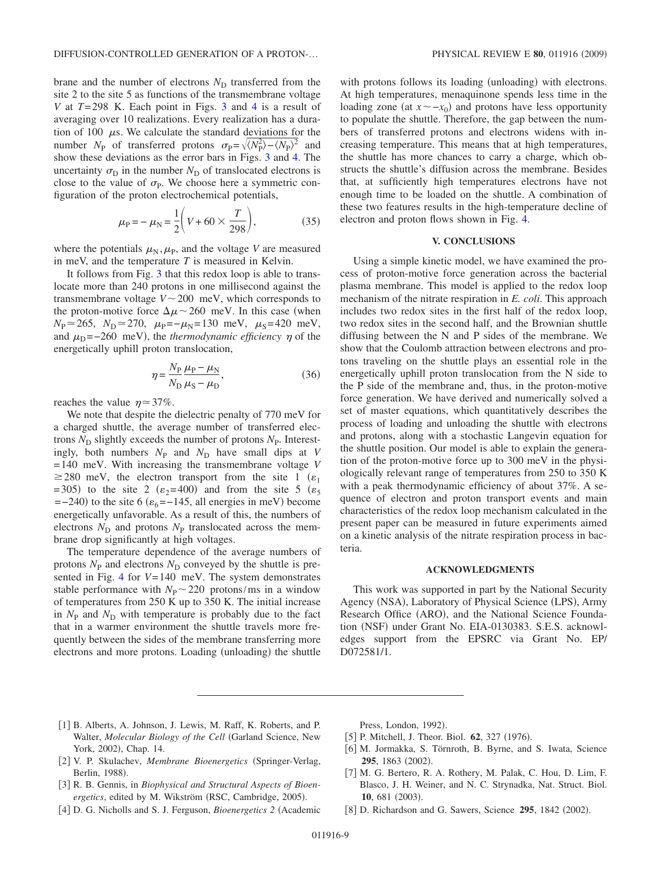brane and the number of electrons $N_D$ transferred from the site 2 to the site 5 as functions of the transmembrane voltage $V$ at $T=298$ K. Each point in Figs. 3 and 4 is a result of averaging over 10 realizations. Every realization has a duration of 100 $\mu$s. We calculate the standard deviations for the number $N_P$ of transferred protons $\sigma_P=\sqrt{\langle N_P^2\rangle - \langle N_P\rangle^2}$ and show these deviations as the error bars in Figs. 3 and 4. The uncertainty $\sigma_D$ in the number $N_D$ of translocated electrons is close to the value of $\sigma_P$. We choose here a symmetric configuration of the proton electrochemical potentials,

$$\mu_P = -\mu_N = \frac{1}{2}\left(V + 60 \times \frac{T}{298}\right), \tag{35}$$

where the potentials $\mu_N, \mu_P$, and the voltage $V$ are measured in meV, and the temperature $T$ is measured in Kelvin.

It follows from Fig. 3 that this redox loop is able to translocate more than 240 protons in one millisecond against the transmembrane voltage $V \sim 200$ meV, which corresponds to the proton-motive force $\Delta\mu \sim 260$ meV. In this case (when $N_P \simeq 265$, $N_D \simeq 270$, $\mu_P = -\mu_N = 130$ meV, $\mu_S = 420$ meV, and $\mu_D = -260$ meV), the *thermodynamic efficiency* $\eta$ of the energetically uphill proton translocation,

$$\eta = \frac{N_P}{N_D}\frac{\mu_P - \mu_N}{\mu_S - \mu_D}, \tag{36}$$

reaches the value $\eta \simeq 37\%$.

We note that despite the dielectric penalty of 770 meV for a charged shuttle, the average number of transferred electrons $N_D$ slightly exceeds the number of protons $N_P$. Interestingly, both numbers $N_P$ and $N_D$ have small dips at $V = 140$ meV. With increasing the transmembrane voltage $V \geq 280$ meV, the electron transport from the site 1 ($\varepsilon_1 = 305$) to the site 2 ($\varepsilon_2 = 400$) and from the site 5 ($\varepsilon_5 = -240$) to the site 6 ($\varepsilon_6 = -145$, all energies in meV) become energetically unfavorable. As a result of this, the numbers of electrons $N_D$ and protons $N_P$ translocated across the membrane drop significantly at high voltages.

The temperature dependence of the average numbers of protons $N_P$ and electrons $N_D$ conveyed by the shuttle is presented in Fig. 4 for $V=140$ meV. The system demonstrates stable performance with $N_P \sim 220$ protons/ms in a window of temperatures from 250 K up to 350 K. The initial increase in $N_P$ and $N_D$ with temperature is probably due to the fact that in a warmer environment the shuttle travels more frequently between the sides of the membrane transferring more electrons and more protons. Loading (unloading) the shuttle with protons follows its loading (unloading) with electrons. At high temperatures, menaquinone spends less time in the loading zone (at $x \sim -x_0$) and protons have less opportunity to populate the shuttle. Therefore, the gap between the numbers of transferred protons and electrons widens with increasing temperature. This means that at high temperatures, the shuttle has more chances to carry a charge, which obstructs the shuttle's diffusion across the membrane. Besides that, at sufficiently high temperatures electrons have not enough time to be loaded on the shuttle. A combination of these two features results in the high-temperature decline of electron and proton flows shown in Fig. 4.

## V. CONCLUSIONS

Using a simple kinetic model, we have examined the process of proton-motive force generation across the bacterial plasma membrane. This model is applied to the redox loop mechanism of the nitrate respiration in *E. coli*. This approach includes two redox sites in the first half of the redox loop, two redox sites in the second half, and the Brownian shuttle diffusing between the N and P sides of the membrane. We show that the Coulomb attraction between electrons and protons traveling on the shuttle plays an essential role in the energetically uphill proton translocation from the N side to the P side of the membrane and, thus, in the proton-motive force generation. We have derived and numerically solved a set of master equations, which quantitatively describes the process of loading and unloading the shuttle with electrons and protons, along with a stochastic Langevin equation for the shuttle position. Our model is able to explain the generation of the proton-motive force up to 300 meV in the physiologically relevant range of temperatures from 250 to 350 K with a peak thermodynamic efficiency of about 37%. A sequence of electron and proton transport events and main characteristics of the redox loop mechanism calculated in the present paper can be measured in future experiments aimed on a kinetic analysis of the nitrate respiration process in bacteria.

## ACKNOWLEDGMENTS

This work was supported in part by the National Security Agency (NSA), Laboratory of Physical Science (LPS), Army Research Office (ARO), and the National Science Foundation (NSF) under Grant No. EIA-0130383. S.E.S. acknowledges support from the EPSRC via Grant No. EP/D072581/1.

---

[1] B. Alberts, A. Johnson, J. Lewis, M. Raff, K. Roberts, and P. Walter, *Molecular Biology of the Cell* (Garland Science, New York, 2002), Chap. 14.

[2] V. P. Skulachev, *Membrane Bioenergetics* (Springer-Verlag, Berlin, 1988).

[3] R. B. Gennis, in *Biophysical and Structural Aspects of Bioenergetics*, edited by M. Wikström (RSC, Cambridge, 2005).

[4] D. G. Nicholls and S. J. Ferguson, *Bioenergetics 2* (Academic Press, London, 1992).

[5] P. Mitchell, J. Theor. Biol. **62**, 327 (1976).

[6] M. Jormakka, S. Törnroth, B. Byrne, and S. Iwata, Science **295**, 1863 (2002).

[7] M. G. Bertero, R. A. Rothery, M. Palak, C. Hou, D. Lim, F. Blasco, J. H. Weiner, and N. C. Strynadka, Nat. Struct. Biol. **10**, 681 (2003).

[8] D. Richardson and G. Sawers, Science **295**, 1842 (2002).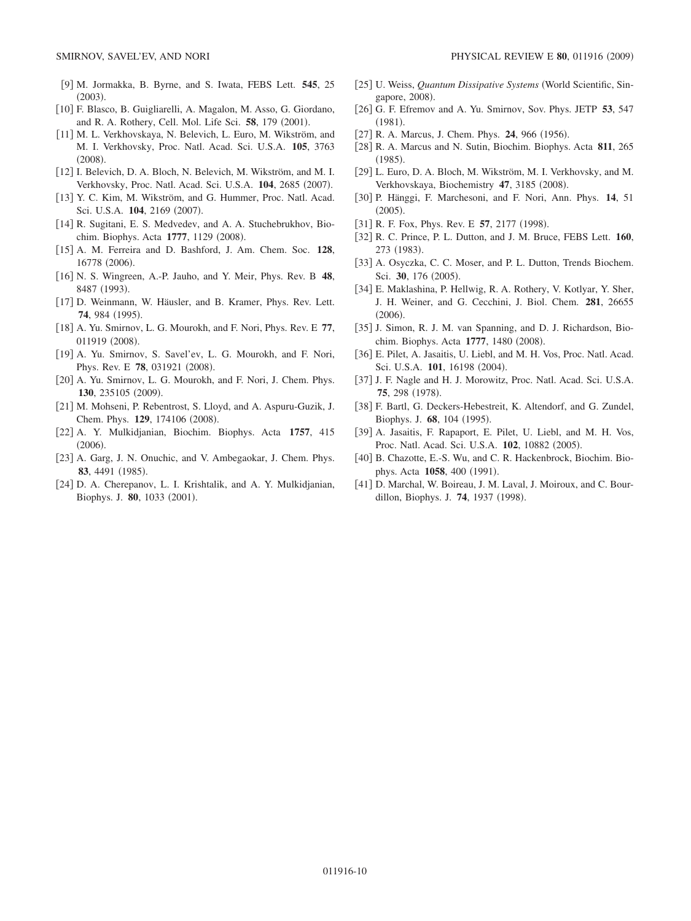[9] M. Jormakka, B. Byrne, and S. Iwata, FEBS Lett. **545**, 25 (2003).

[10] F. Blasco, B. Guigliarelli, A. Magalon, M. Asso, G. Giordano, and R. A. Rothery, Cell. Mol. Life Sci. **58**, 179 (2001).

[11] M. L. Verkhovskaya, N. Belevich, L. Euro, M. Wikström, and M. I. Verkhovsky, Proc. Natl. Acad. Sci. U.S.A. **105**, 3763 (2008).

[12] I. Belevich, D. A. Bloch, N. Belevich, M. Wikström, and M. I. Verkhovsky, Proc. Natl. Acad. Sci. U.S.A. **104**, 2685 (2007).

[13] Y. C. Kim, M. Wikström, and G. Hummer, Proc. Natl. Acad. Sci. U.S.A. **104**, 2169 (2007).

[14] R. Sugitani, E. S. Medvedev, and A. A. Stuchebrukhov, Biochim. Biophys. Acta **1777**, 1129 (2008).

[15] A. M. Ferreira and D. Bashford, J. Am. Chem. Soc. **128**, 16778 (2006).

[16] N. S. Wingreen, A.-P. Jauho, and Y. Meir, Phys. Rev. B **48**, 8487 (1993).

[17] D. Weinmann, W. Häusler, and B. Kramer, Phys. Rev. Lett. **74**, 984 (1995).

[18] A. Yu. Smirnov, L. G. Mourokh, and F. Nori, Phys. Rev. E **77**, 011919 (2008).

[19] A. Yu. Smirnov, S. Savel'ev, L. G. Mourokh, and F. Nori, Phys. Rev. E **78**, 031921 (2008).

[20] A. Yu. Smirnov, L. G. Mourokh, and F. Nori, J. Chem. Phys. **130**, 235105 (2009).

[21] M. Mohseni, P. Rebentrost, S. Lloyd, and A. Aspuru-Guzik, J. Chem. Phys. **129**, 174106 (2008).

[22] A. Y. Mulkidjanian, Biochim. Biophys. Acta **1757**, 415 (2006).

[23] A. Garg, J. N. Onuchic, and V. Ambegaokar, J. Chem. Phys. **83**, 4491 (1985).

[24] D. A. Cherepanov, L. I. Krishtalik, and A. Y. Mulkidjanian, Biophys. J. **80**, 1033 (2001).

[25] U. Weiss, *Quantum Dissipative Systems* (World Scientific, Singapore, 2008).

[26] G. F. Efremov and A. Yu. Smirnov, Sov. Phys. JETP **53**, 547 (1981).

[27] R. A. Marcus, J. Chem. Phys. **24**, 966 (1956).

[28] R. A. Marcus and N. Sutin, Biochim. Biophys. Acta **811**, 265 (1985).

[29] L. Euro, D. A. Bloch, M. Wikström, M. I. Verkhovsky, and M. Verkhovskaya, Biochemistry **47**, 3185 (2008).

[30] P. Hänggi, F. Marchesoni, and F. Nori, Ann. Phys. **14**, 51 (2005).

[31] R. F. Fox, Phys. Rev. E **57**, 2177 (1998).

[32] R. C. Prince, P. L. Dutton, and J. M. Bruce, FEBS Lett. **160**, 273 (1983).

[33] A. Osyczka, C. C. Moser, and P. L. Dutton, Trends Biochem. Sci. **30**, 176 (2005).

[34] E. Maklashina, P. Hellwig, R. A. Rothery, V. Kotlyar, Y. Sher, J. H. Weiner, and G. Cecchini, J. Biol. Chem. **281**, 26655 (2006).

[35] J. Simon, R. J. M. van Spanning, and D. J. Richardson, Biochim. Biophys. Acta **1777**, 1480 (2008).

[36] E. Pilet, A. Jasaitis, U. Liebl, and M. H. Vos, Proc. Natl. Acad. Sci. U.S.A. **101**, 16198 (2004).

[37] J. F. Nagle and H. J. Morowitz, Proc. Natl. Acad. Sci. U.S.A. **75**, 298 (1978).

[38] F. Bartl, G. Deckers-Hebestreit, K. Altendorf, and G. Zundel, Biophys. J. **68**, 104 (1995).

[39] A. Jasaitis, F. Rapaport, E. Pilet, U. Liebl, and M. H. Vos, Proc. Natl. Acad. Sci. U.S.A. **102**, 10882 (2005).

[40] B. Chazotte, E.-S. Wu, and C. R. Hackenbrock, Biochim. Biophys. Acta **1058**, 400 (1991).

[41] D. Marchal, W. Boireau, J. M. Laval, J. Moiroux, and C. Bourdillon, Biophys. J. **74**, 1937 (1998).